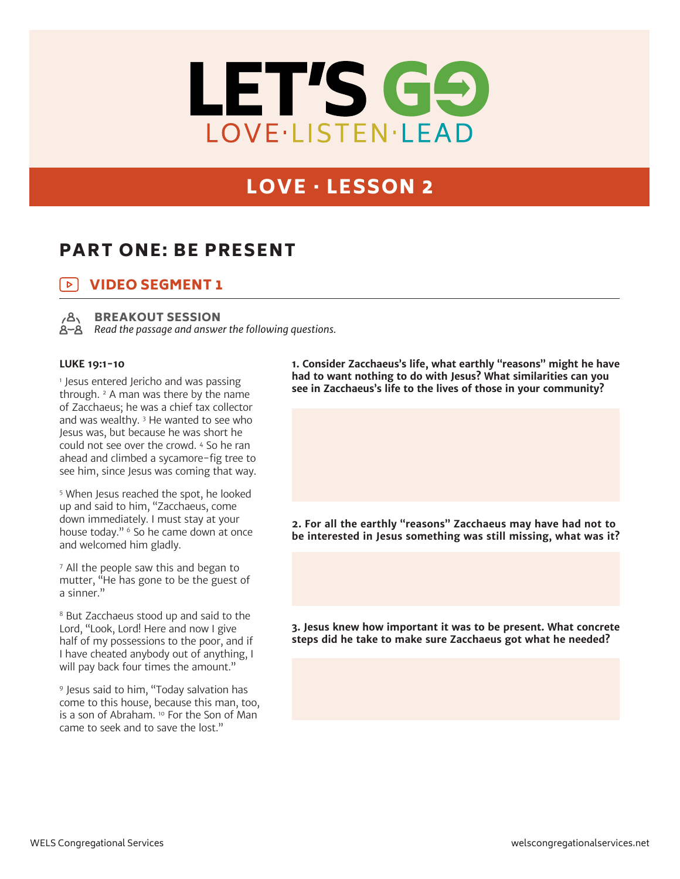# LET'S GO

LOVE·LISTEN·LEAD

## LOVE · LESSON 2

## PART ONE: BE PRESENT

### VIDEO SEGMENT 1

**BREAKOUT SESSION**

*Read the passage and answer the following questions.*

**LUKE 19:1-10**

[1] Jesus entered Jericho and was passing through. [2] A man was there by the name of Zacchaeus; he was a chief tax collector and was wealthy. [3] He wanted to see who Jesus was, but because he was short he could not see over the crowd. [4] So he ran ahead and climbed a sycamore-fig tree to see him, since Jesus was coming that way.

[5] When Jesus reached the spot, he looked up and said to him, "Zacchaeus, come down immediately. I must stay at your house today." [6] So he came down at once and welcomed him gladly.

[7] All the people saw this and began to mutter, "He has gone to be the guest of a sinner."

[8] But Zacchaeus stood up and said to the Lord, "Look, Lord! Here and now I give half of my possessions to the poor, and if I have cheated anybody out of anything, I will pay back four times the amount."

[9] Jesus said to him, "Today salvation has come to this house, because this man, too, is a son of Abraham. [10] For the Son of Man came to seek and to save the lost."

**1. Consider Zacchaeus's life, what earthly "reasons" might he have had to want nothing to do with Jesus? What similarities can you see in Zacchaeus's life to the lives of those in your community?**

**2. For all the earthly "reasons" Zacchaeus may have had not to be interested in Jesus something was still missing, what was it?**

**3. Jesus knew how important it was to be present. What concrete steps did he take to make sure Zacchaeus got what he needed?**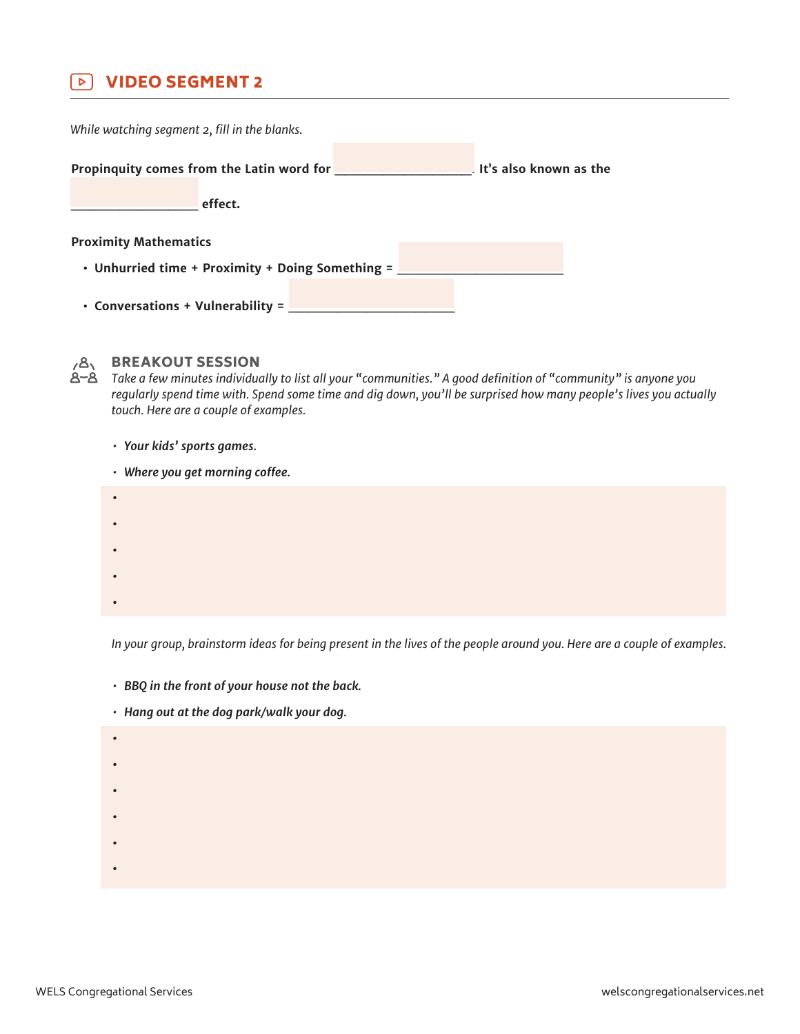## VIDEO SEGMENT 2

*While watching segment 2, fill in the blanks.*

**Propinquity comes from the Latin word for \_\_\_\_\_\_\_\_\_\_\_\_\_\_\_\_\_\_\_\_. It's also known as the \_\_\_\_\_\_\_\_\_\_\_\_\_\_\_\_\_\_\_\_ effect.**

**Proximity Mathematics**

- **Unhurried time + Proximity + Doing Something = \_\_\_\_\_\_\_\_\_\_\_\_\_\_\_\_\_\_\_\_\_\_\_\_**
- **Conversations + Vulnerability = \_\_\_\_\_\_\_\_\_\_\_\_\_\_\_\_\_\_\_\_\_\_\_\_**

### BREAKOUT SESSION

*Take a few minutes individually to list all your "communities." A good definition of "community" is anyone you regularly spend time with. Spend some time and dig down, you'll be surprised how many people's lives you actually touch. Here are a couple of examples.*

- ***Your kids' sports games.***
- ***Where you get morning coffee.***
-
-
-
-
-

*In your group, brainstorm ideas for being present in the lives of the people around you. Here are a couple of examples.*

- ***BBQ in the front of your house not the back.***
- ***Hang out at the dog park/walk your dog.***
-
-
-
-
-
-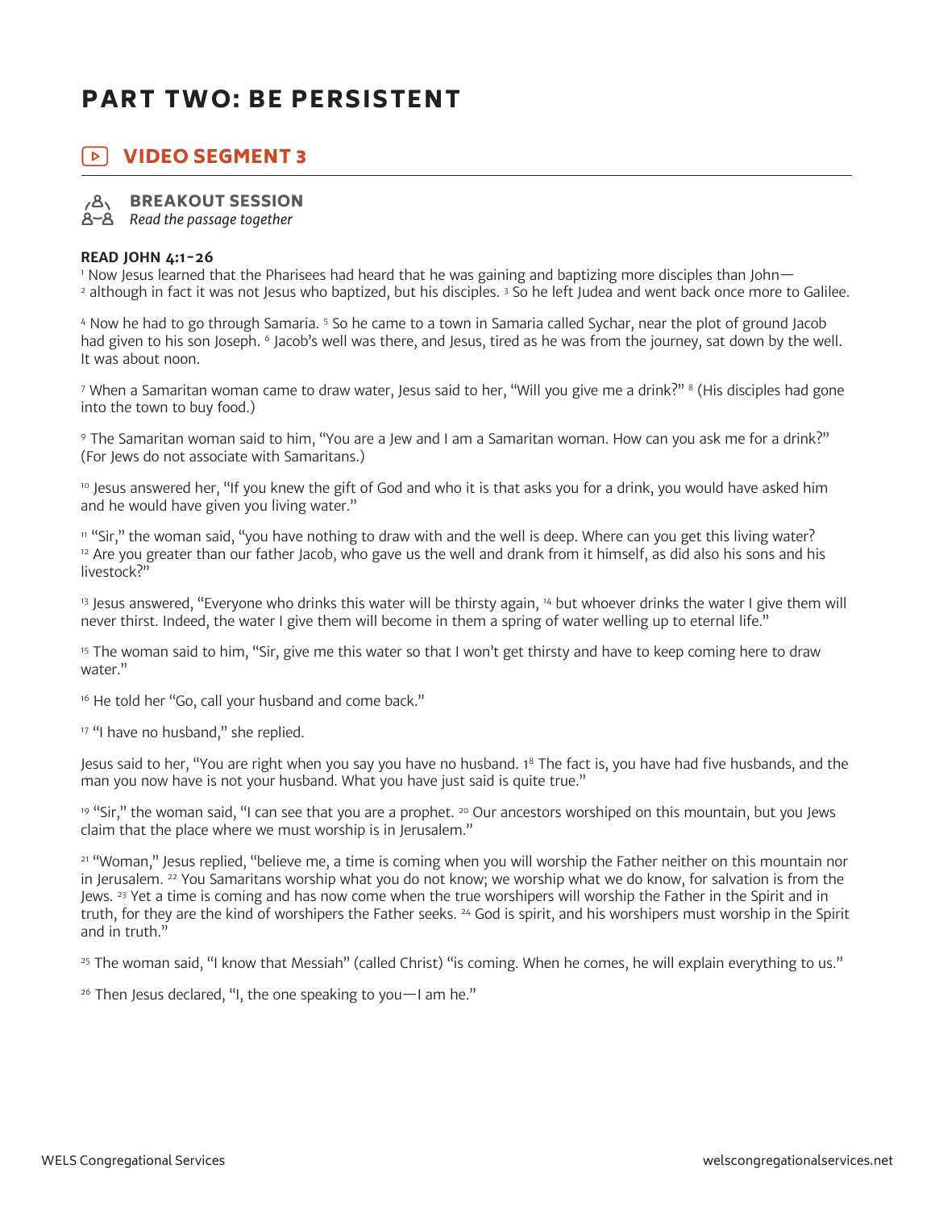# PART TWO: BE PERSISTENT

## VIDEO SEGMENT 3

### BREAKOUT SESSION

*Read the passage together*

**READ JOHN 4:1-26**

[1] Now Jesus learned that the Pharisees had heard that he was gaining and baptizing more disciples than John— [2] although in fact it was not Jesus who baptized, but his disciples. [3] So he left Judea and went back once more to Galilee.

[4] Now he had to go through Samaria. [5] So he came to a town in Samaria called Sychar, near the plot of ground Jacob had given to his son Joseph. [6] Jacob's well was there, and Jesus, tired as he was from the journey, sat down by the well. It was about noon.

[7] When a Samaritan woman came to draw water, Jesus said to her, "Will you give me a drink?" [8] (His disciples had gone into the town to buy food.)

[9] The Samaritan woman said to him, "You are a Jew and I am a Samaritan woman. How can you ask me for a drink?" (For Jews do not associate with Samaritans.)

[10] Jesus answered her, "If you knew the gift of God and who it is that asks you for a drink, you would have asked him and he would have given you living water."

[11] "Sir," the woman said, "you have nothing to draw with and the well is deep. Where can you get this living water? [12] Are you greater than our father Jacob, who gave us the well and drank from it himself, as did also his sons and his livestock?"

[13] Jesus answered, "Everyone who drinks this water will be thirsty again, [14] but whoever drinks the water I give them will never thirst. Indeed, the water I give them will become in them a spring of water welling up to eternal life."

[15] The woman said to him, "Sir, give me this water so that I won't get thirsty and have to keep coming here to draw water."

[16] He told her "Go, call your husband and come back."

[17] "I have no husband," she replied.

Jesus said to her, "You are right when you say you have no husband. [18] The fact is, you have had five husbands, and the man you now have is not your husband. What you have just said is quite true."

[19] "Sir," the woman said, "I can see that you are a prophet. [20] Our ancestors worshiped on this mountain, but you Jews claim that the place where we must worship is in Jerusalem."

[21] "Woman," Jesus replied, "believe me, a time is coming when you will worship the Father neither on this mountain nor in Jerusalem. [22] You Samaritans worship what you do not know; we worship what we do know, for salvation is from the Jews. [23] Yet a time is coming and has now come when the true worshipers will worship the Father in the Spirit and in truth, for they are the kind of worshipers the Father seeks. [24] God is spirit, and his worshipers must worship in the Spirit and in truth."

[25] The woman said, "I know that Messiah" (called Christ) "is coming. When he comes, he will explain everything to us."

[26] Then Jesus declared, "I, the one speaking to you—I am he."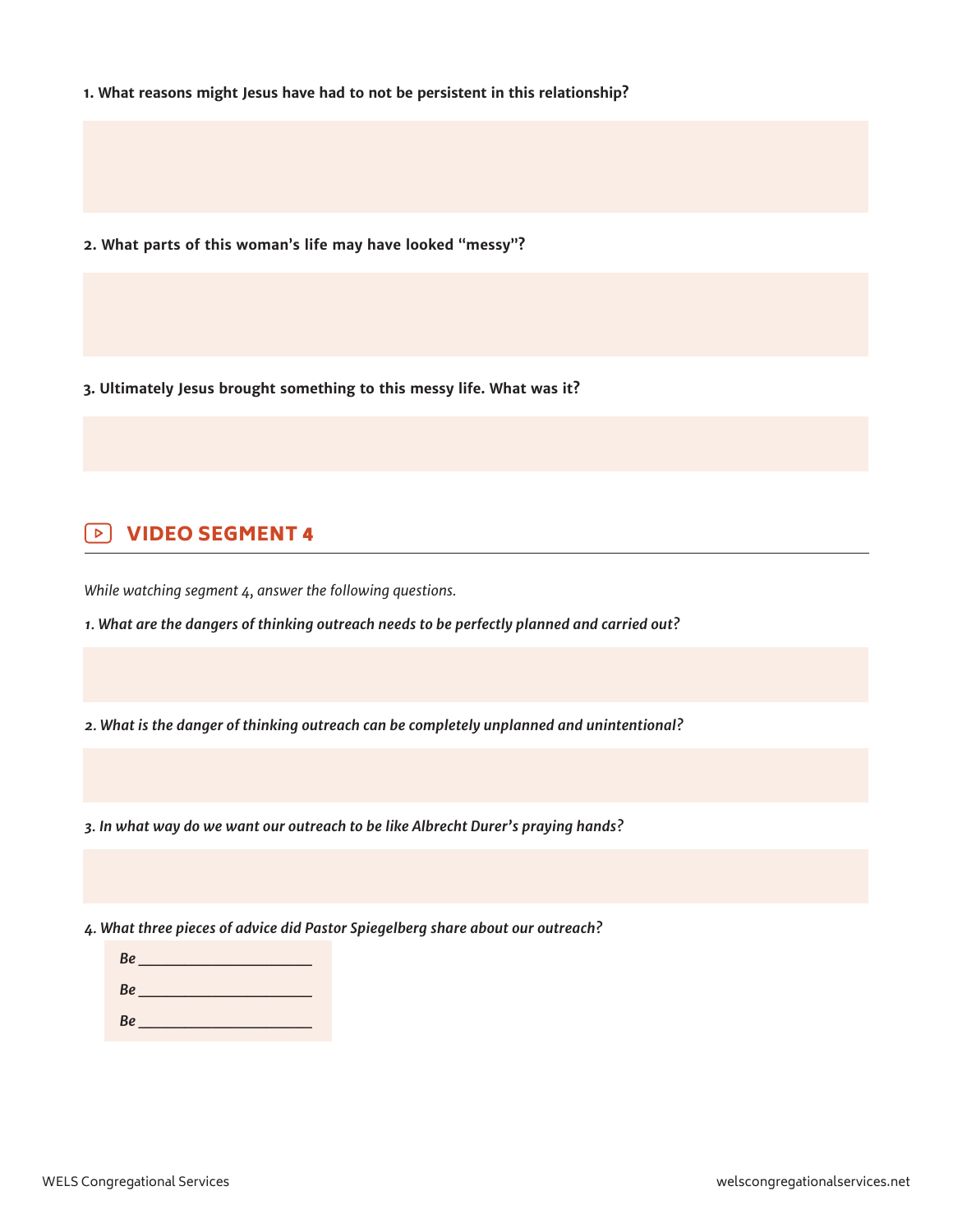**1. What reasons might Jesus have had to not be persistent in this relationship?**

**2. What parts of this woman's life may have looked "messy"?**

**3. Ultimately Jesus brought something to this messy life. What was it?**

## VIDEO SEGMENT 4

*While watching segment 4, answer the following questions.*

***1. What are the dangers of thinking outreach needs to be perfectly planned and carried out?***

***2. What is the danger of thinking outreach can be completely unplanned and unintentional?***

***3. In what way do we want our outreach to be like Albrecht Durer's praying hands?***

***4. What three pieces of advice did Pastor Spiegelberg share about our outreach?***

*Be* ______________________

*Be* ______________________

*Be* ______________________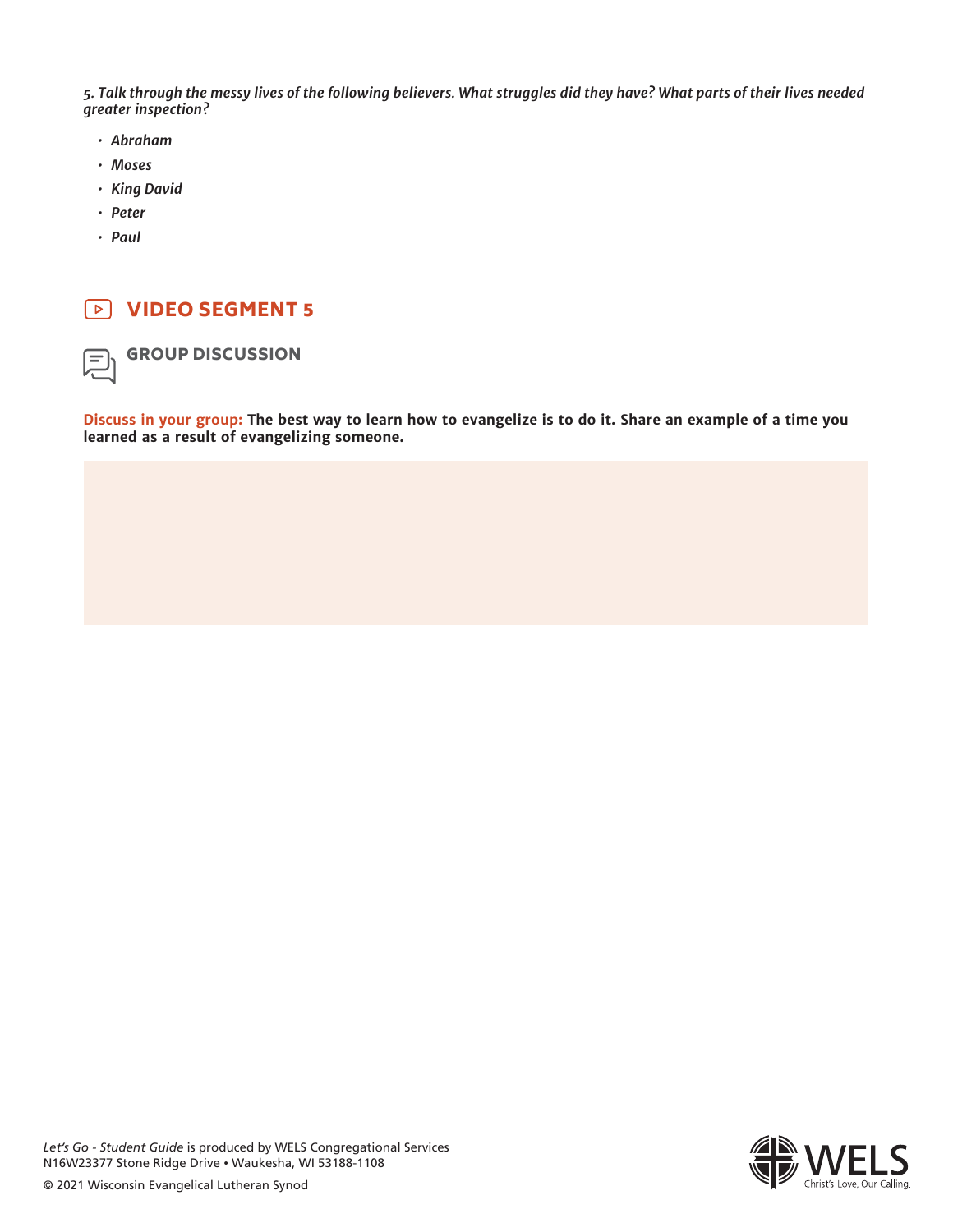*5. Talk through the messy lives of the following believers. What struggles did they have? What parts of their lives needed greater inspection?*

- *Abraham*
- *Moses*
- *King David*
- *Peter*
- *Paul*

## VIDEO SEGMENT 5

### GROUP DISCUSSION

**Discuss in your group: The best way to learn how to evangelize is to do it. Share an example of a time you learned as a result of evangelizing someone.**

*Let's Go - Student Guide* is produced by WELS Congregational Services
N16W23377 Stone Ridge Drive • Waukesha, WI 53188-1108

© 2021 Wisconsin Evangelical Lutheran Synod

WELS
Christ's Love, Our Calling.